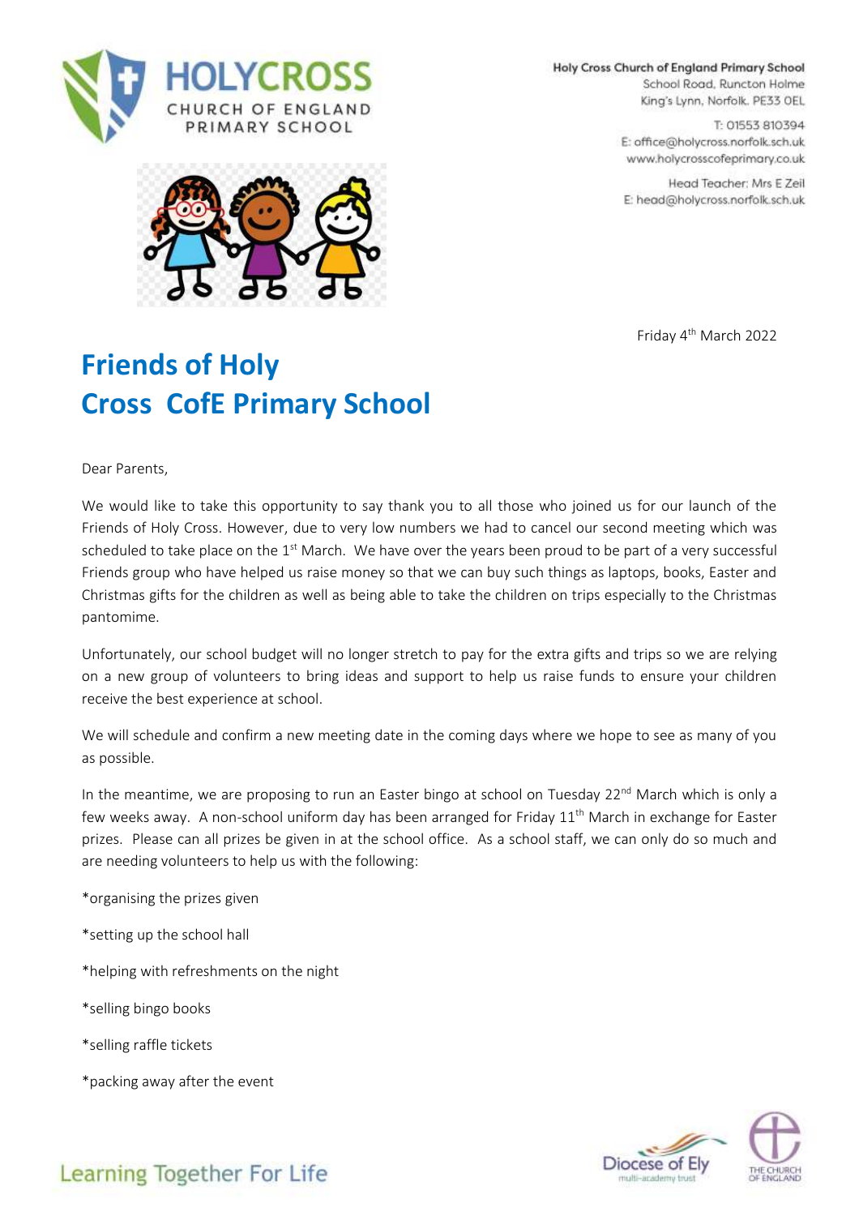HOLYCROSS
CHURCH OF ENGLAND
PRIMARY SCHOOL

**Holy Cross Church of England Primary School**
School Road, Runcton Holme
King's Lynn, Norfolk. PE33 0EL

T: 01553 810394
E: office@holycross.norfolk.sch.uk
www.holycrosscofeprimary.co.uk

Head Teacher: Mrs E Zeil
E: head@holycross.norfolk.sch.uk

Friday 4th March 2022

# Friends of Holy Cross CofE Primary School

Dear Parents,

We would like to take this opportunity to say thank you to all those who joined us for our launch of the Friends of Holy Cross. However, due to very low numbers we had to cancel our second meeting which was scheduled to take place on the 1st March. We have over the years been proud to be part of a very successful Friends group who have helped us raise money so that we can buy such things as laptops, books, Easter and Christmas gifts for the children as well as being able to take the children on trips especially to the Christmas pantomime.

Unfortunately, our school budget will no longer stretch to pay for the extra gifts and trips so we are relying on a new group of volunteers to bring ideas and support to help us raise funds to ensure your children receive the best experience at school.

We will schedule and confirm a new meeting date in the coming days where we hope to see as many of you as possible.

In the meantime, we are proposing to run an Easter bingo at school on Tuesday 22nd March which is only a few weeks away. A non-school uniform day has been arranged for Friday 11th March in exchange for Easter prizes. Please can all prizes be given in at the school office. As a school staff, we can only do so much and are needing volunteers to help us with the following:

*organising the prizes given

*setting up the school hall

*helping with refreshments on the night

*selling bingo books

*selling raffle tickets

*packing away after the event

Learning Together For Life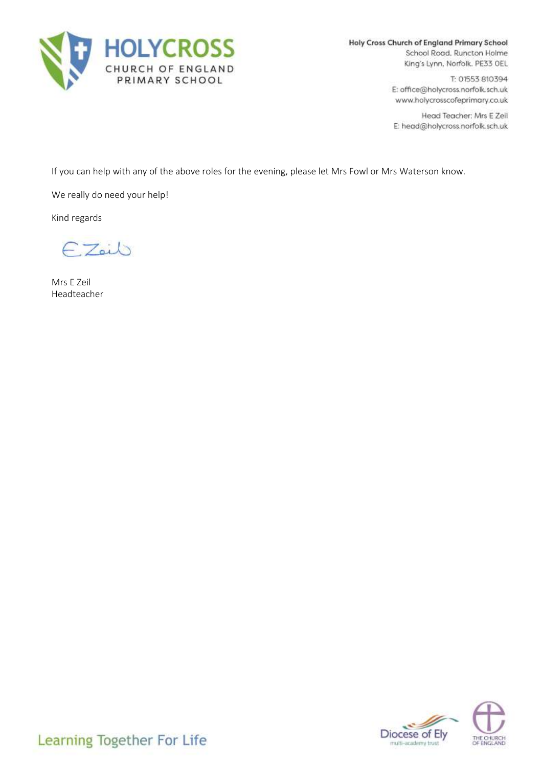If you can help with any of the above roles for the evening, please let Mrs Fowl or Mrs Waterson know.

We really do need your help!

Kind regards

Mrs E Zeil
Headteacher